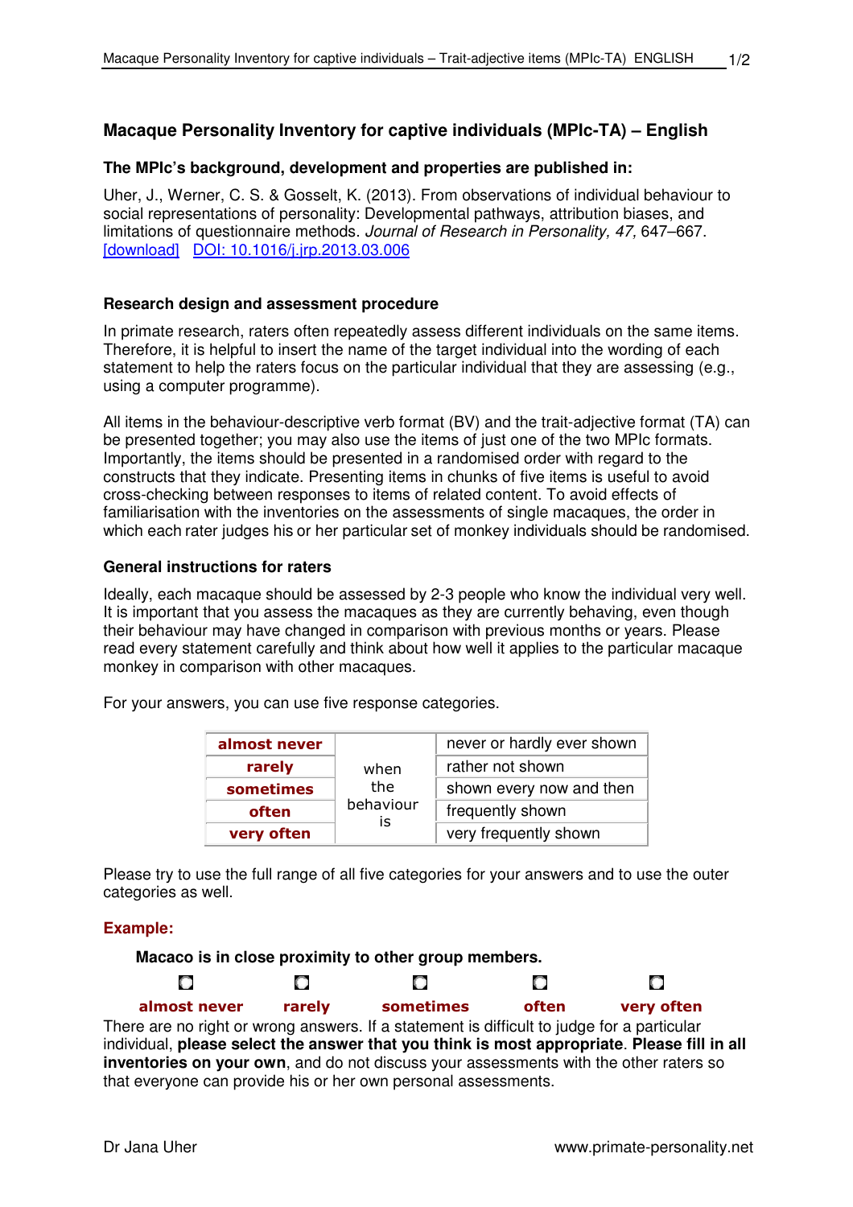# Macaque Personality Inventory for captive individuals (MPIc-TA) – English

**The MPIc's background, development and properties are published in:**

Uher, J., Werner, C. S. & Gosselt, K. (2013). From observations of individual behaviour to social representations of personality: Developmental pathways, attribution biases, and limitations of questionnaire methods. *Journal of Research in Personality, 47,* 647–667. [download] DOI: 10.1016/j.jrp.2013.03.006

## Research design and assessment procedure

In primate research, raters often repeatedly assess different individuals on the same items. Therefore, it is helpful to insert the name of the target individual into the wording of each statement to help the raters focus on the particular individual that they are assessing (e.g., using a computer programme).

All items in the behaviour-descriptive verb format (BV) and the trait-adjective format (TA) can be presented together; you may also use the items of just one of the two MPIc formats. Importantly, the items should be presented in a randomised order with regard to the constructs that they indicate. Presenting items in chunks of five items is useful to avoid cross-checking between responses to items of related content. To avoid effects of familiarisation with the inventories on the assessments of single macaques, the order in which each rater judges his or her particular set of monkey individuals should be randomised.

## General instructions for raters

Ideally, each macaque should be assessed by 2-3 people who know the individual very well. It is important that you assess the macaques as they are currently behaving, even though their behaviour may have changed in comparison with previous months or years. Please read every statement carefully and think about how well it applies to the particular macaque monkey in comparison with other macaques.

For your answers, you can use five response categories.

| | | |
|---|---|---|
| **almost never** | when the behaviour is | never or hardly ever shown |
| **rarely** | | rather not shown |
| **sometimes** | | shown every now and then |
| **often** | | frequently shown |
| **very often** | | very frequently shown |

Please try to use the full range of all five categories for your answers and to use the outer categories as well.

**Example:**

**Macaco is in close proximity to other group members.**

| ○ | ○ | ○ | ○ | ○ |
|---|---|---|---|---|
| **almost never** | **rarely** | **sometimes** | **often** | **very often** |

There are no right or wrong answers. If a statement is difficult to judge for a particular individual, **please select the answer that you think is most appropriate**. **Please fill in all inventories on your own**, and do not discuss your assessments with the other raters so that everyone can provide his or her own personal assessments.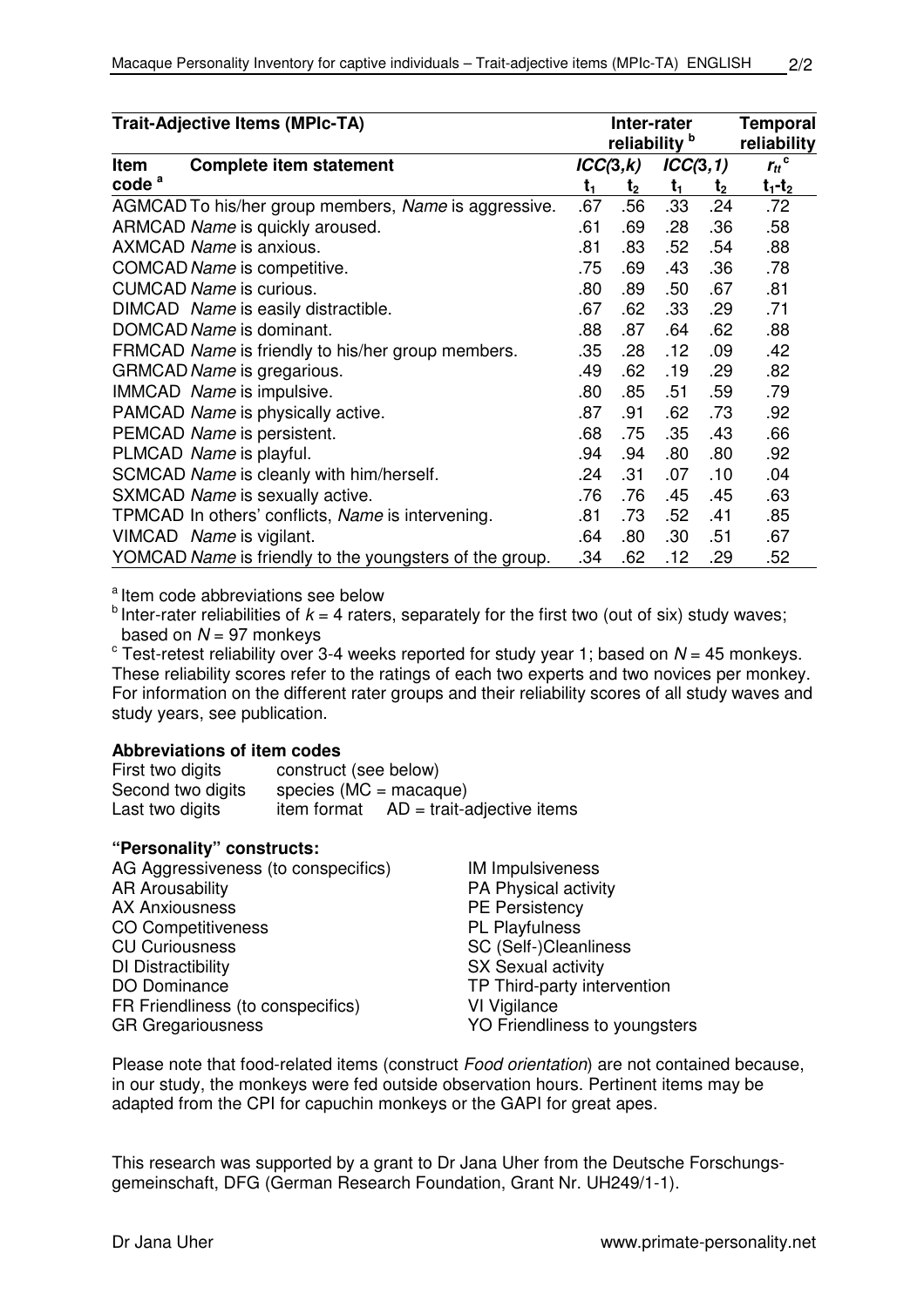| **Trait-Adjective Items (MPIc-TA)** | | **Inter-rater reliability** [b] | | | | **Temporal reliability** |
|---|---|---|---|---|---|---|
| **Item code** [a] | **Complete item statement** | ***ICC*(3,*k*)** | | ***ICC*(3,1)** | | $r_{tt}$ [c] |
| | | $t_1$ | $t_2$ | $t_1$ | $t_2$ | $t_1$-$t_2$ |
| AGMCAD | To his/her group members, *Name* is aggressive. | .67 | .56 | .33 | .24 | .72 |
| ARMCAD | *Name* is quickly aroused. | .61 | .69 | .28 | .36 | .58 |
| AXMCAD | *Name* is anxious. | .81 | .83 | .52 | .54 | .88 |
| COMCAD | *Name* is competitive. | .75 | .69 | .43 | .36 | .78 |
| CUMCAD | *Name* is curious. | .80 | .89 | .50 | .67 | .81 |
| DIMCAD | *Name* is easily distractible. | .67 | .62 | .33 | .29 | .71 |
| DOMCAD | *Name* is dominant. | .88 | .87 | .64 | .62 | .88 |
| FRMCAD | *Name* is friendly to his/her group members. | .35 | .28 | .12 | .09 | .42 |
| GRMCAD | *Name* is gregarious. | .49 | .62 | .19 | .29 | .82 |
| IMMCAD | *Name* is impulsive. | .80 | .85 | .51 | .59 | .79 |
| PAMCAD | *Name* is physically active. | .87 | .91 | .62 | .73 | .92 |
| PEMCAD | *Name* is persistent. | .68 | .75 | .35 | .43 | .66 |
| PLMCAD | *Name* is playful. | .94 | .94 | .80 | .80 | .92 |
| SCMCAD | *Name* is cleanly with him/herself. | .24 | .31 | .07 | .10 | .04 |
| SXMCAD | *Name* is sexually active. | .76 | .76 | .45 | .45 | .63 |
| TPMCAD | In others' conflicts, *Name* is intervening. | .81 | .73 | .52 | .41 | .85 |
| VIMCAD | *Name* is vigilant. | .64 | .80 | .30 | .51 | .67 |
| YOMCAD | *Name* is friendly to the youngsters of the group. | .34 | .62 | .12 | .29 | .52 |

[a] Item code abbreviations see below

[b] Inter-rater reliabilities of $k = 4$ raters, separately for the first two (out of six) study waves; based on $N = 97$ monkeys

[c] Test-retest reliability over 3-4 weeks reported for study year 1; based on $N = 45$ monkeys. These reliability scores refer to the ratings of each two experts and two novices per monkey. For information on the different rater groups and their reliability scores of all study waves and study years, see publication.

**Abbreviations of item codes**

| | |
|---|---|
| First two digits | construct (see below) |
| Second two digits | species (MC = macaque) |
| Last two digits | item format AD = trait-adjective items |

**"Personality" constructs:**

AG Aggressiveness (to conspecifics)
AR Arousability
AX Anxiousness
CO Competitiveness
CU Curiousness
DI Distractibility
DO Dominance
FR Friendliness (to conspecifics)
GR Gregariousness
IM Impulsiveness
PA Physical activity
PE Persistency
PL Playfulness
SC (Self-)Cleanliness
SX Sexual activity
TP Third-party intervention
VI Vigilance
YO Friendliness to youngsters

Please note that food-related items (construct *Food orientation*) are not contained because, in our study, the monkeys were fed outside observation hours. Pertinent items may be adapted from the CPI for capuchin monkeys or the GAPI for great apes.

This research was supported by a grant to Dr Jana Uher from the Deutsche Forschungsgemeinschaft, DFG (German Research Foundation, Grant Nr. UH249/1-1).

Dr Jana Uher www.primate-personality.net